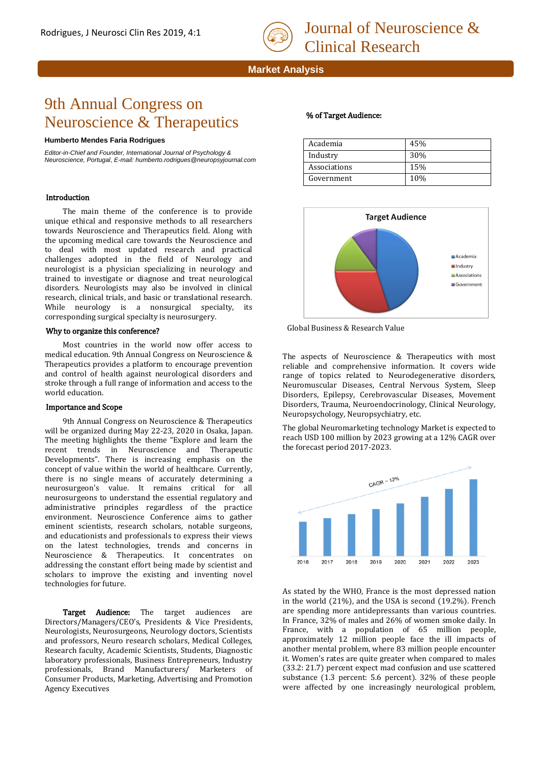Market Analysis

# 9th Annual Congress on Neuroscience & Therapeutics

**Humberto Mendes Faria Rodrigues**

*Editor-in-Chief and Founder, International Journal of Psychology & Neuroscience, Portugal, E-mail: humberto.rodrigues@neuropsyjournal.com*

## Introduction

The main theme of the conference is to provide unique ethical and responsive methods to all researchers towards Neuroscience and Therapeutics field. Along with the upcoming medical care towards the Neuroscience and to deal with most updated research and practical challenges adopted in the field of Neurology and neurologist is a physician specializing in neurology and trained to investigate or diagnose and treat neurological disorders. Neurologists may also be involved in clinical research, clinical trials, and basic or translational research. While neurology is a nonsurgical specialty, its corresponding surgical specialty is neurosurgery.

## Why to organize this conference?

Most countries in the world now offer access to medical education. 9th Annual Congress on Neuroscience & Therapeutics provides a platform to encourage prevention and control of health against neurological disorders and stroke through a full range of information and access to the world education.

## Importance and Scope

9th Annual Congress on Neuroscience & Therapeutics will be organized during May 22-23, 2020 in Osaka, Japan. The meeting highlights the theme "Explore and learn the recent trends in Neuroscience and Therapeutic Developments". There is increasing emphasis on the concept of value within the world of healthcare. Currently, there is no single means of accurately determining a neurosurgeon's value. It remains critical for all neurosurgeons to understand the essential regulatory and administrative principles regardless of the practice environment. Neuroscience Conference aims to gather eminent scientists, research scholars, notable surgeons, and educationists and professionals to express their views on the latest technologies, trends and concerns in Neuroscience & Therapeutics. It concentrates on addressing the constant effort being made by scientist and scholars to improve the existing and inventing novel technologies for future.

**Target Audience:** The target audiences are Directors/Managers/CEO's, Presidents & Vice Presidents, Neurologists, Neurosurgeons, Neurology doctors, Scientists and professors, Neuro research scholars, Medical Colleges, Research faculty, Academic Scientists, Students, Diagnostic laboratory professionals, Business Entrepreneurs, Industry professionals, Brand Manufacturers/ Marketers of Consumer Products, Marketing, Advertising and Promotion Agency Executives

**% of Target Audience:**

| Academia | 45% |
|---|---|
| Industry | 30% |
| Associations | 15% |
| Government | 10% |

Global Business & Research Value

The aspects of Neuroscience & Therapeutics with most reliable and comprehensive information. It covers wide range of topics related to Neurodegenerative disorders, Neuromuscular Diseases, Central Nervous System, Sleep Disorders, Epilepsy, Cerebrovascular Diseases, Movement Disorders, Trauma, Neuroendocrinology, Clinical Neurology, Neuropsychology, Neuropsychiatry, etc.

The global Neuromarketing technology Market is expected to reach USD 100 million by 2023 growing at a 12% CAGR over the forecast period 2017-2023.

As stated by the WHO, France is the most depressed nation in the world (21%), and the USA is second (19.2%). French are spending more antidepressants than various countries. In France, 32% of males and 26% of women smoke daily. In France, with a population of 65 million people, approximately 12 million people face the ill impacts of another mental problem, where 83 million people encounter it. Women's rates are quite greater when compared to males (33.2: 21.7) percent expect mad confusion and use scattered substance (1.3 percent: 5.6 percent). 32% of these people were affected by one increasingly neurological problem,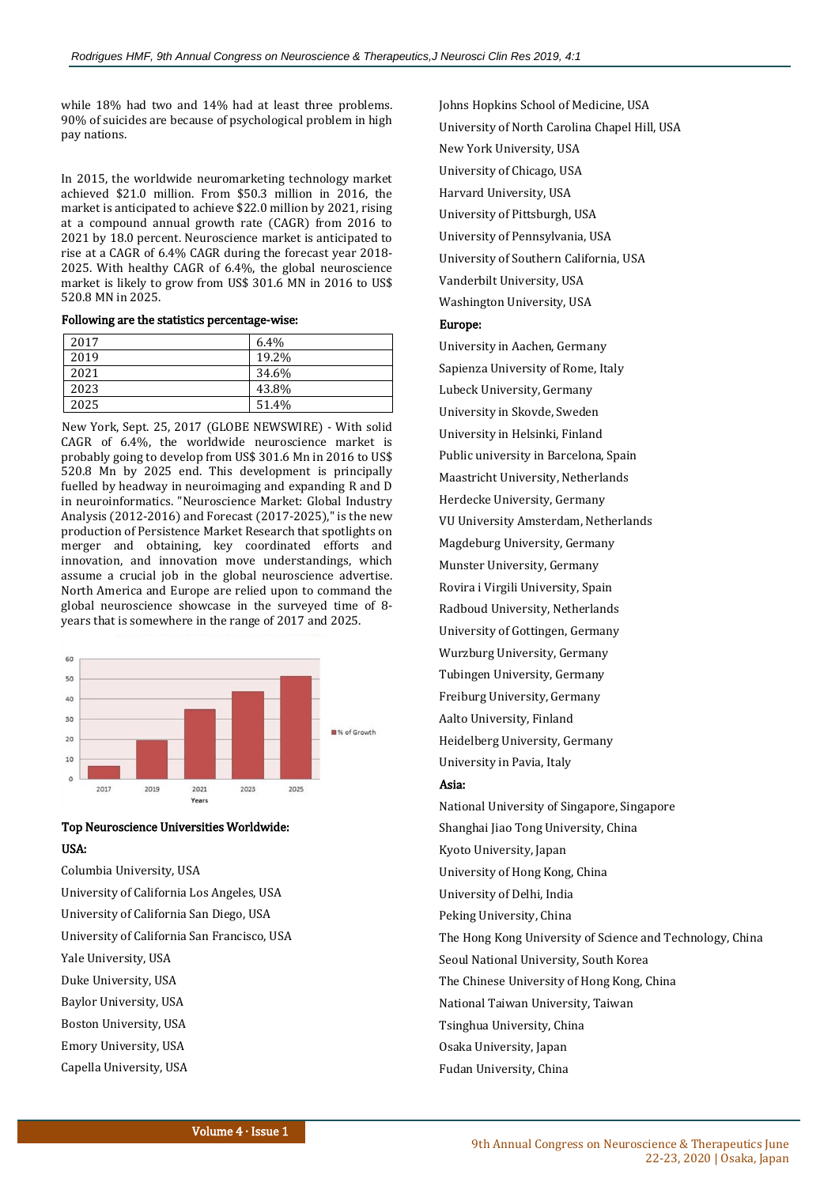while 18% had two and 14% had at least three problems. 90% of suicides are because of psychological problem in high pay nations.

In 2015, the worldwide neuromarketing technology market achieved $21.0 million. From $50.3 million in 2016, the market is anticipated to achieve $22.0 million by 2021, rising at a compound annual growth rate (CAGR) from 2016 to 2021 by 18.0 percent. Neuroscience market is anticipated to rise at a CAGR of 6.4% CAGR during the forecast year 2018-2025. With healthy CAGR of 6.4%, the global neuroscience market is likely to grow from US$ 301.6 MN in 2016 to US$ 520.8 MN in 2025.

**Following are the statistics percentage-wise:**

| | |
|---|---|
| 2017 | 6.4% |
| 2019 | 19.2% |
| 2021 | 34.6% |
| 2023 | 43.8% |
| 2025 | 51.4% |

New York, Sept. 25, 2017 (GLOBE NEWSWIRE) - With solid CAGR of 6.4%, the worldwide neuroscience market is probably going to develop from US$ 301.6 Mn in 2016 to US$ 520.8 Mn by 2025 end. This development is principally fuelled by headway in neuroimaging and expanding R and D in neuroinformatics. "Neuroscience Market: Global Industry Analysis (2012-2016) and Forecast (2017-2025)," is the new production of Persistence Market Research that spotlights on merger and obtaining, key coordinated efforts and innovation, and innovation move understandings, which assume a crucial job in the global neuroscience advertise. North America and Europe are relied upon to command the global neuroscience showcase in the surveyed time of 8-years that is somewhere in the range of 2017 and 2025.

**Top Neuroscience Universities Worldwide:**

**USA:**

Columbia University, USA

University of California Los Angeles, USA

University of California San Diego, USA

University of California San Francisco, USA

Yale University, USA

Duke University, USA

Baylor University, USA

Boston University, USA

Emory University, USA

Capella University, USA

Johns Hopkins School of Medicine, USA

University of North Carolina Chapel Hill, USA

New York University, USA

University of Chicago, USA

Harvard University, USA

University of Pittsburgh, USA

University of Pennsylvania, USA

University of Southern California, USA

Vanderbilt University, USA

Washington University, USA

**Europe:**

University in Aachen, Germany

Sapienza University of Rome, Italy

Lubeck University, Germany

University in Skovde, Sweden

University in Helsinki, Finland

Public university in Barcelona, Spain

Maastricht University, Netherlands

Herdecke University, Germany

VU University Amsterdam, Netherlands

Magdeburg University, Germany

Munster University, Germany

Rovira i Virgili University, Spain

Radboud University, Netherlands

University of Gottingen, Germany

Wurzburg University, Germany

Tubingen University, Germany

Freiburg University, Germany

Aalto University, Finland

Heidelberg University, Germany

University in Pavia, Italy

**Asia:**

National University of Singapore, Singapore

Shanghai Jiao Tong University, China

Kyoto University, Japan

University of Hong Kong, China

University of Delhi, India

Peking University, China

The Hong Kong University of Science and Technology, China

Seoul National University, South Korea

The Chinese University of Hong Kong, China

National Taiwan University, Taiwan

Tsinghua University, China

Osaka University, Japan

Fudan University, China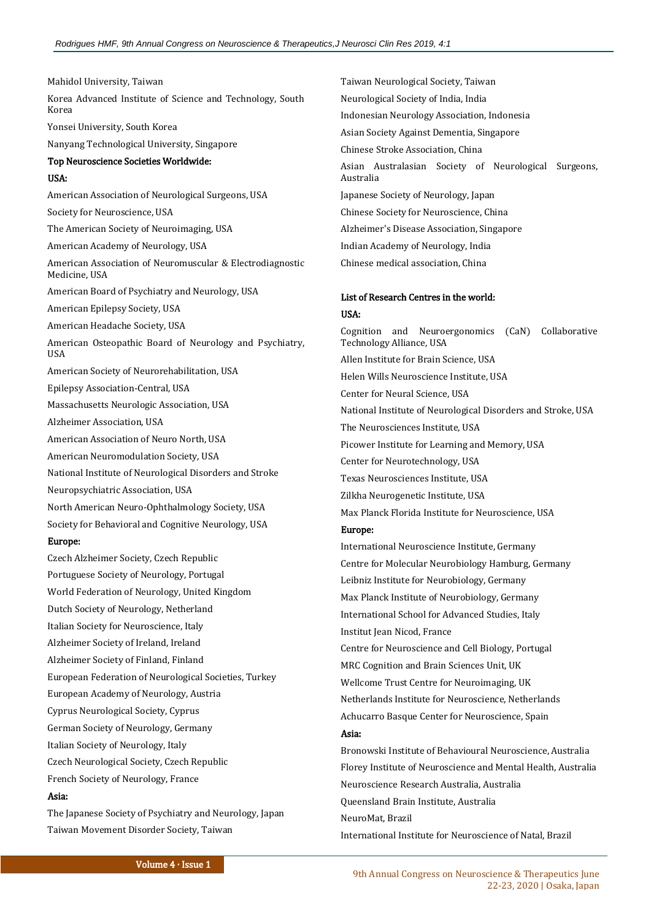Mahidol University, Taiwan

Korea Advanced Institute of Science and Technology, South Korea

Yonsei University, South Korea

Nanyang Technological University, Singapore

**Top Neuroscience Societies Worldwide:**

**USA:**

American Association of Neurological Surgeons, USA

Society for Neuroscience, USA

The American Society of Neuroimaging, USA

American Academy of Neurology, USA

American Association of Neuromuscular & Electrodiagnostic Medicine, USA

American Board of Psychiatry and Neurology, USA

American Epilepsy Society, USA

American Headache Society, USA

American Osteopathic Board of Neurology and Psychiatry, USA

American Society of Neurorehabilitation, USA

Epilepsy Association-Central, USA

Massachusetts Neurologic Association, USA

Alzheimer Association, USA

American Association of Neuro North, USA

American Neuromodulation Society, USA

National Institute of Neurological Disorders and Stroke

Neuropsychiatric Association, USA

North American Neuro-Ophthalmology Society, USA

Society for Behavioral and Cognitive Neurology, USA

**Europe:**

Czech Alzheimer Society, Czech Republic

Portuguese Society of Neurology, Portugal

World Federation of Neurology, United Kingdom

Dutch Society of Neurology, Netherland

Italian Society for Neuroscience, Italy

Alzheimer Society of Ireland, Ireland

Alzheimer Society of Finland, Finland

European Federation of Neurological Societies, Turkey

European Academy of Neurology, Austria

Cyprus Neurological Society, Cyprus

German Society of Neurology, Germany

Italian Society of Neurology, Italy

Czech Neurological Society, Czech Republic

French Society of Neurology, France

**Asia:**

The Japanese Society of Psychiatry and Neurology, Japan

Taiwan Movement Disorder Society, Taiwan

Taiwan Neurological Society, Taiwan

Neurological Society of India, India

Indonesian Neurology Association, Indonesia

Asian Society Against Dementia, Singapore

Chinese Stroke Association, China

Asian Australasian Society of Neurological Surgeons, Australia

Japanese Society of Neurology, Japan

Chinese Society for Neuroscience, China

Alzheimer's Disease Association, Singapore

Indian Academy of Neurology, India

Chinese medical association, China

**List of Research Centres in the world:**

**USA:**

Cognition and Neuroergonomics (CaN) Collaborative Technology Alliance, USA

Allen Institute for Brain Science, USA

Helen Wills Neuroscience Institute, USA

Center for Neural Science, USA

National Institute of Neurological Disorders and Stroke, USA

The Neurosciences Institute, USA

Picower Institute for Learning and Memory, USA

Center for Neurotechnology, USA

Texas Neurosciences Institute, USA

Zilkha Neurogenetic Institute, USA

Max Planck Florida Institute for Neuroscience, USA

**Europe:**

International Neuroscience Institute, Germany

Centre for Molecular Neurobiology Hamburg, Germany

Leibniz Institute for Neurobiology, Germany

Max Planck Institute of Neurobiology, Germany

International School for Advanced Studies, Italy

Institut Jean Nicod, France

Centre for Neuroscience and Cell Biology, Portugal

MRC Cognition and Brain Sciences Unit, UK

Wellcome Trust Centre for Neuroimaging, UK

Netherlands Institute for Neuroscience, Netherlands

Achucarro Basque Center for Neuroscience, Spain

**Asia:**

Bronowski Institute of Behavioural Neuroscience, Australia

Florey Institute of Neuroscience and Mental Health, Australia

Neuroscience Research Australia, Australia

Queensland Brain Institute, Australia

NeuroMat, Brazil

International Institute for Neuroscience of Natal, Brazil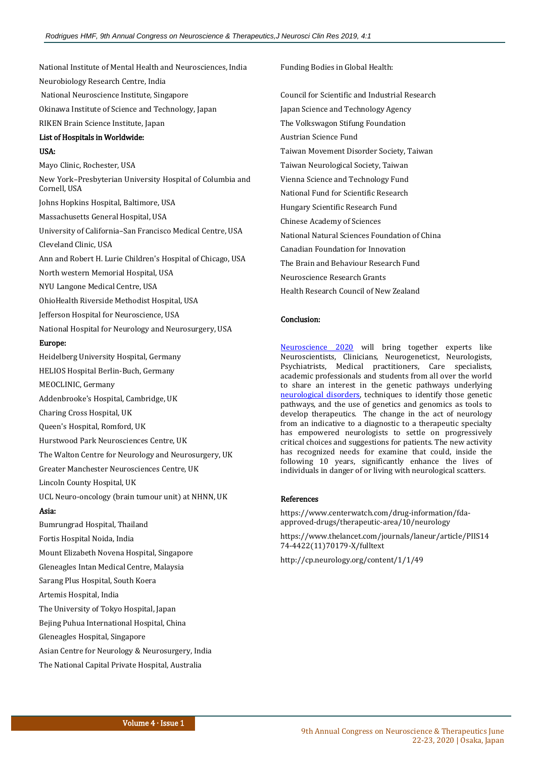National Institute of Mental Health and Neurosciences, India

Neurobiology Research Centre, India

National Neuroscience Institute, Singapore

Okinawa Institute of Science and Technology, Japan

RIKEN Brain Science Institute, Japan

**List of Hospitals in Worldwide:**

**USA:**

Mayo Clinic, Rochester, USA

New York–Presbyterian University Hospital of Columbia and Cornell, USA

Johns Hopkins Hospital, Baltimore, USA

Massachusetts General Hospital, USA

University of California–San Francisco Medical Centre, USA

Cleveland Clinic, USA

Ann and Robert H. Lurie Children's Hospital of Chicago, USA

North western Memorial Hospital, USA

NYU Langone Medical Centre, USA

OhioHealth Riverside Methodist Hospital, USA

Jefferson Hospital for Neuroscience, USA

National Hospital for Neurology and Neurosurgery, USA

**Europe:**

Heidelberg University Hospital, Germany

HELIOS Hospital Berlin-Buch, Germany

MEOCLINIC, Germany

Addenbrooke's Hospital, Cambridge, UK

Charing Cross Hospital, UK

Queen's Hospital, Romford, UK

Hurstwood Park Neurosciences Centre, UK

The Walton Centre for Neurology and Neurosurgery, UK

Greater Manchester Neurosciences Centre, UK

Lincoln County Hospital, UK

UCL Neuro-oncology (brain tumour unit) at NHNN, UK

**Asia:**

Bumrungrad Hospital, Thailand

Fortis Hospital Noida, India

Mount Elizabeth Novena Hospital, Singapore

Gleneagles Intan Medical Centre, Malaysia

Sarang Plus Hospital, South Koera

Artemis Hospital, India

The University of Tokyo Hospital, Japan

Bejing Puhua International Hospital, China

Gleneagles Hospital, Singapore

Asian Centre for Neurology & Neurosurgery, India

The National Capital Private Hospital, Australia

Funding Bodies in Global Health:

Council for Scientific and Industrial Research

Japan Science and Technology Agency

The Volkswagon Stifung Foundation

Austrian Science Fund

Taiwan Movement Disorder Society, Taiwan

Taiwan Neurological Society, Taiwan

Vienna Science and Technology Fund

National Fund for Scientific Research

Hungary Scientific Research Fund

Chinese Academy of Sciences

National Natural Sciences Foundation of China

Canadian Foundation for Innovation

The Brain and Behaviour Research Fund

Neuroscience Research Grants

Health Research Council of New Zealand

**Conclusion:**

Neuroscience 2020 will bring together experts like Neuroscientists, Clinicians, Neurogeneticst, Neurologists, Psychiatrists, Medical practitioners, Care specialists, academic professionals and students from all over the world to share an interest in the genetic pathways underlying neurological disorders, techniques to identify those genetic pathways, and the use of genetics and genomics as tools to develop therapeutics. The change in the act of neurology from an indicative to a diagnostic to a therapeutic specialty has empowered neurologists to settle on progressively critical choices and suggestions for patients. The new activity has recognized needs for examine that could, inside the following 10 years, significantly enhance the lives of individuals in danger of or living with neurological scatters.

**References**

https://www.centerwatch.com/drug-information/fda-approved-drugs/therapeutic-area/10/neurology

https://www.thelancet.com/journals/laneur/article/PIIS1474-4422(11)70179-X/fulltext

http://cp.neurology.org/content/1/1/49